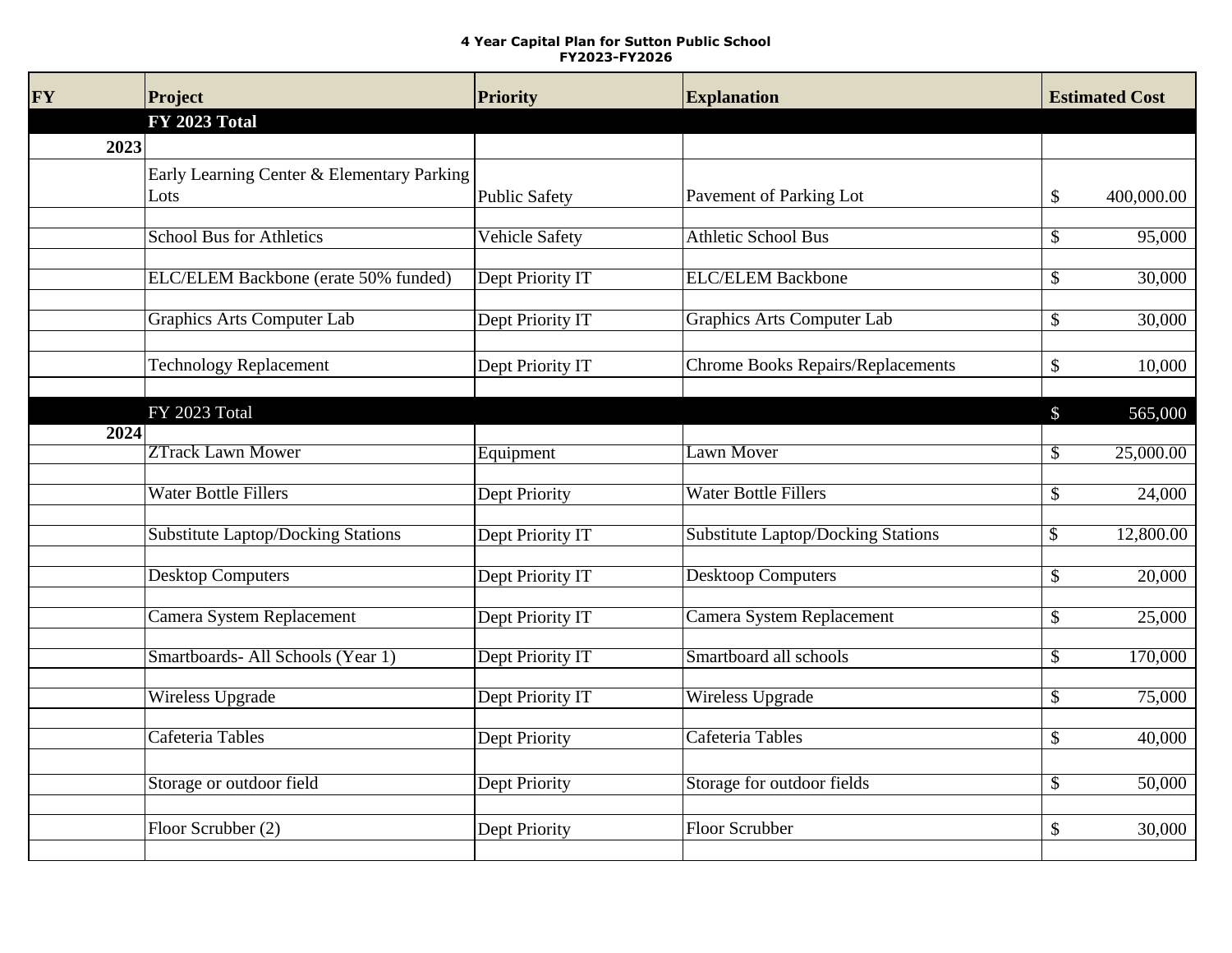**4 Year Capital Plan for Sutton Public School**
**FY2023-FY2026**

| FY | Project | Priority | Explanation | Estimated Cost |
|---|---|---|---|---|
| | **FY 2023 Total** | | | |
| **2023** | | | | |
| | Early Learning Center & Elementary Parking Lots | Public Safety | Pavement of Parking Lot | $ 400,000.00 |
| | | | | |
| | School Bus for Athletics | Vehicle Safety | Athletic School Bus | $ 95,000 |
| | | | | |
| | ELC/ELEM Backbone (erate 50% funded) | Dept Priority IT | ELC/ELEM Backbone | $ 30,000 |
| | | | | |
| | Graphics Arts Computer Lab | Dept Priority IT | Graphics Arts Computer Lab | $ 30,000 |
| | | | | |
| | Technology Replacement | Dept Priority IT | Chrome Books Repairs/Replacements | $ 10,000 |
| | | | | |
| | FY 2023 Total | | | $ 565,000 |
| **2024** | | | | |
| | ZTrack Lawn Mower | Equipment | Lawn Mover | $ 25,000.00 |
| | | | | |
| | Water Bottle Fillers | Dept Priority | Water Bottle Fillers | $ 24,000 |
| | | | | |
| | Substitute Laptop/Docking Stations | Dept Priority IT | Substitute Laptop/Docking Stations | $ 12,800.00 |
| | | | | |
| | Desktop Computers | Dept Priority IT | Desktoop Computers | $ 20,000 |
| | | | | |
| | Camera System Replacement | Dept Priority IT | Camera System Replacement | $ 25,000 |
| | | | | |
| | Smartboards- All Schools (Year 1) | Dept Priority IT | Smartboard all schools | $ 170,000 |
| | | | | |
| | Wireless Upgrade | Dept Priority IT | Wireless Upgrade | $ 75,000 |
| | | | | |
| | Cafeteria Tables | Dept Priority | Cafeteria Tables | $ 40,000 |
| | | | | |
| | Storage or outdoor field | Dept Priority | Storage for outdoor fields | $ 50,000 |
| | | | | |
| | Floor Scrubber (2) | Dept Priority | Floor Scrubber | $ 30,000 |
| | | | | |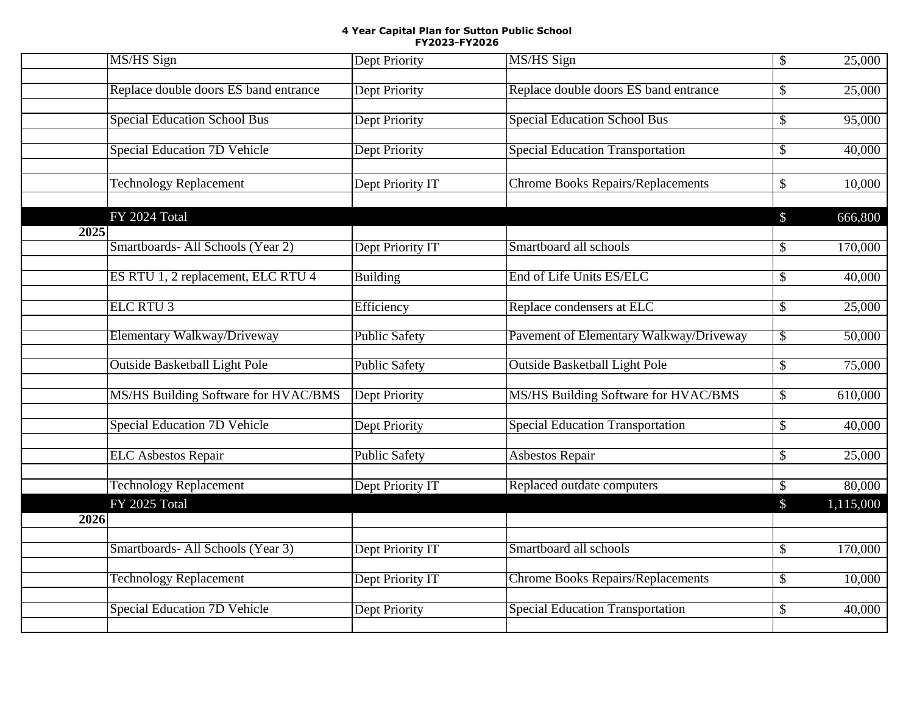**4 Year Capital Plan for Sutton Public School**
**FY2023-FY2026**

| | | | | |
|---|---|---|---|---|
| | MS/HS Sign | Dept Priority | MS/HS Sign | $ 25,000 |
| | | | | |
| | Replace double doors ES band entrance | Dept Priority | Replace double doors ES band entrance | $ 25,000 |
| | | | | |
| | Special Education School Bus | Dept Priority | Special Education School Bus | $ 95,000 |
| | | | | |
| | Special Education 7D Vehicle | Dept Priority | Special Education Transportation | $ 40,000 |
| | | | | |
| | Technology Replacement | Dept Priority IT | Chrome Books Repairs/Replacements | $ 10,000 |
| | | | | |
| | FY 2024 Total | | | $ 666,800 |
| **2025** | | | | |
| | Smartboards- All Schools (Year 2) | Dept Priority IT | Smartboard all schools | $ 170,000 |
| | | | | |
| | ES RTU 1, 2 replacement, ELC RTU 4 | Building | End of Life Units ES/ELC | $ 40,000 |
| | | | | |
| | ELC RTU 3 | Efficiency | Replace condensers at ELC | $ 25,000 |
| | | | | |
| | Elementary Walkway/Driveway | Public Safety | Pavement of Elementary Walkway/Driveway | $ 50,000 |
| | | | | |
| | Outside Basketball Light Pole | Public Safety | Outside Basketball Light Pole | $ 75,000 |
| | | | | |
| | MS/HS Building Software for HVAC/BMS | Dept Priority | MS/HS Building Software for HVAC/BMS | $ 610,000 |
| | | | | |
| | Special Education 7D Vehicle | Dept Priority | Special Education Transportation | $ 40,000 |
| | | | | |
| | ELC Asbestos Repair | Public Safety | Asbestos Repair | $ 25,000 |
| | | | | |
| | Technology Replacement | Dept Priority IT | Replaced outdate computers | $ 80,000 |
| | FY 2025 Total | | | $ 1,115,000 |
| **2026** | | | | |
| | | | | |
| | Smartboards- All Schools (Year 3) | Dept Priority IT | Smartboard all schools | $ 170,000 |
| | | | | |
| | Technology Replacement | Dept Priority IT | Chrome Books Repairs/Replacements | $ 10,000 |
| | | | | |
| | Special Education 7D Vehicle | Dept Priority | Special Education Transportation | $ 40,000 |
| | | | | |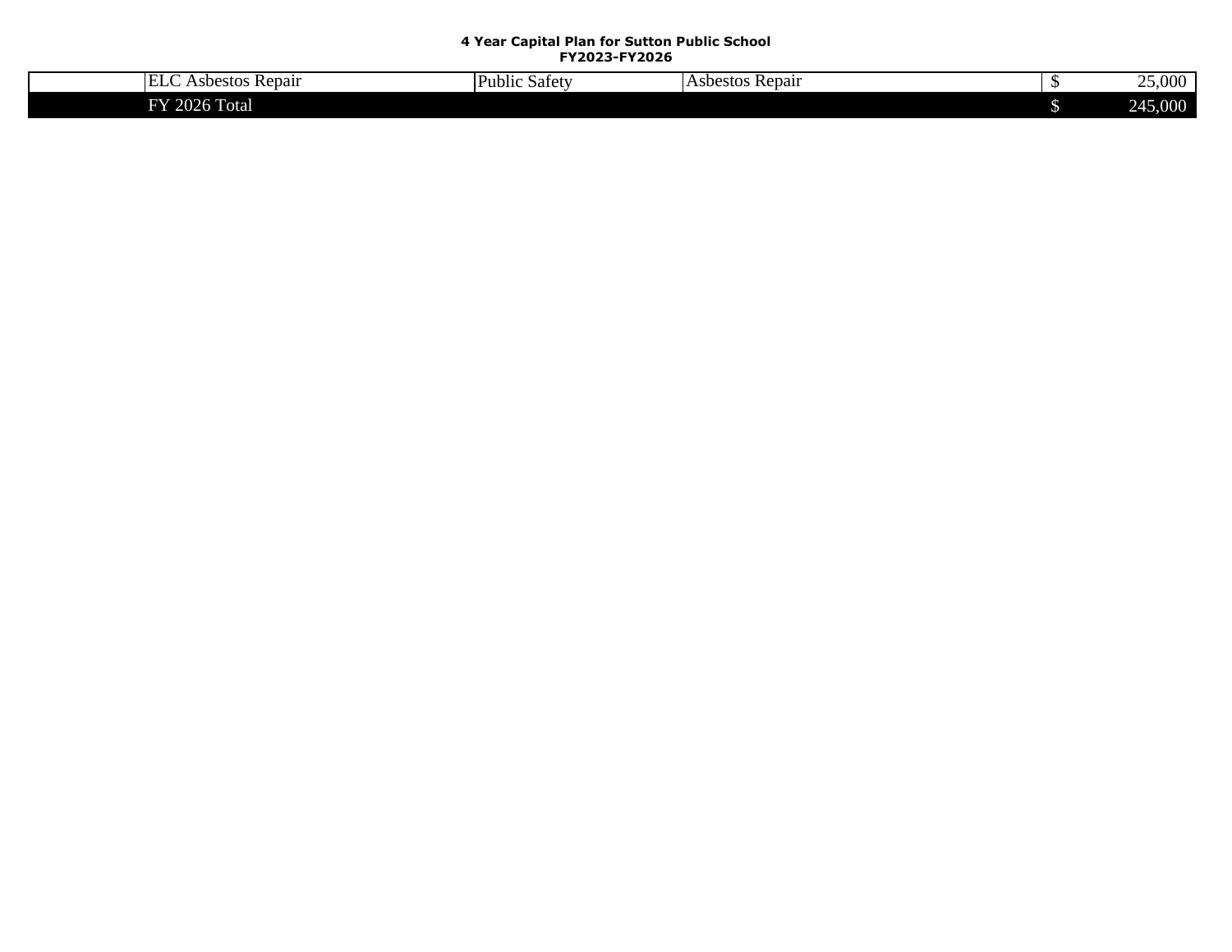**4 Year Capital Plan for Sutton Public School**
**FY2023-FY2026**

| | | | | | |
|---|---|---|---|---|---|
| | ELC Asbestos Repair | Public Safety | Asbestos Repair | $ | 25,000 |
| | FY 2026 Total | | | $ | 245,000 |